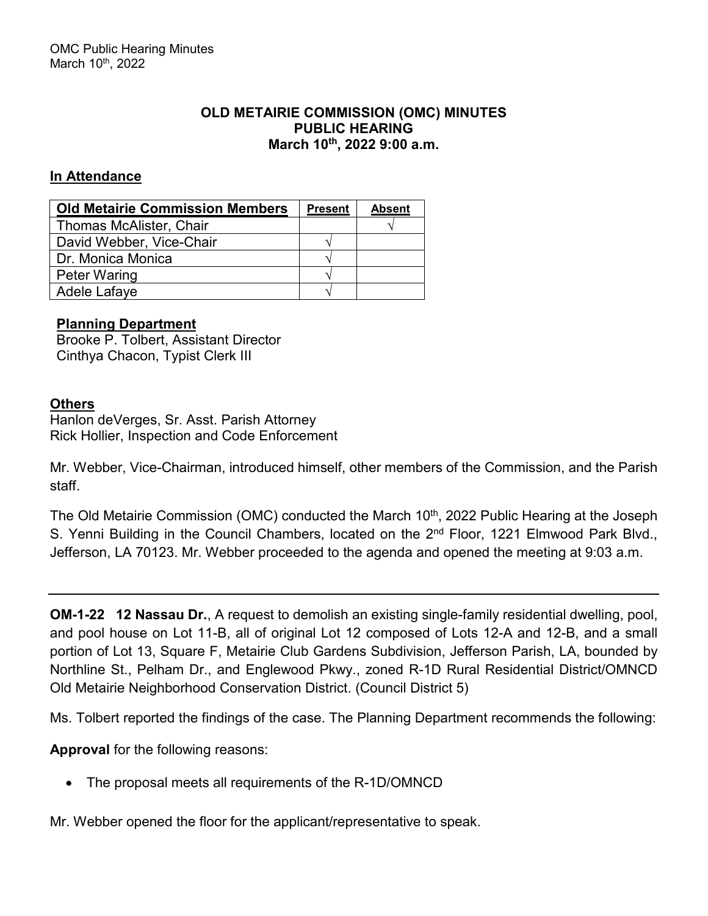**OLD METAIRIE COMMISSION (OMC) MINUTES**
**PUBLIC HEARING**
**March 10th, 2022 9:00 a.m.**

## In Attendance

| Old Metairie Commission Members | Present | Absent |
|---|---|---|
| Thomas McAlister, Chair | | √ |
| David Webber, Vice-Chair | √ | |
| Dr. Monica Monica | √ | |
| Peter Waring | √ | |
| Adele Lafaye | √ | |

**Planning Department**
Brooke P. Tolbert, Assistant Director
Cinthya Chacon, Typist Clerk III

**Others**
Hanlon deVerges, Sr. Asst. Parish Attorney
Rick Hollier, Inspection and Code Enforcement

Mr. Webber, Vice-Chairman, introduced himself, other members of the Commission, and the Parish staff.

The Old Metairie Commission (OMC) conducted the March 10th, 2022 Public Hearing at the Joseph S. Yenni Building in the Council Chambers, located on the 2nd Floor, 1221 Elmwood Park Blvd., Jefferson, LA 70123. Mr. Webber proceeded to the agenda and opened the meeting at 9:03 a.m.

---

**OM-1-22 12 Nassau Dr.**, A request to demolish an existing single-family residential dwelling, pool, and pool house on Lot 11-B, all of original Lot 12 composed of Lots 12-A and 12-B, and a small portion of Lot 13, Square F, Metairie Club Gardens Subdivision, Jefferson Parish, LA, bounded by Northline St., Pelham Dr., and Englewood Pkwy., zoned R-1D Rural Residential District/OMNCD Old Metairie Neighborhood Conservation District. (Council District 5)

Ms. Tolbert reported the findings of the case. The Planning Department recommends the following:

**Approval** for the following reasons:

- The proposal meets all requirements of the R-1D/OMNCD

Mr. Webber opened the floor for the applicant/representative to speak.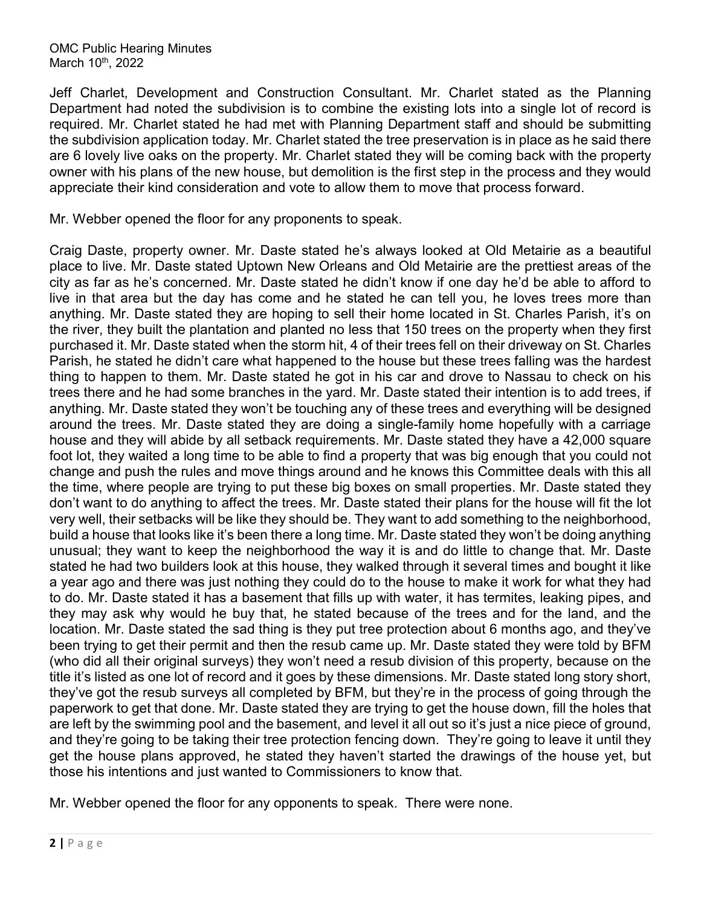Jeff Charlet, Development and Construction Consultant. Mr. Charlet stated as the Planning Department had noted the subdivision is to combine the existing lots into a single lot of record is required. Mr. Charlet stated he had met with Planning Department staff and should be submitting the subdivision application today. Mr. Charlet stated the tree preservation is in place as he said there are 6 lovely live oaks on the property. Mr. Charlet stated they will be coming back with the property owner with his plans of the new house, but demolition is the first step in the process and they would appreciate their kind consideration and vote to allow them to move that process forward.

Mr. Webber opened the floor for any proponents to speak.

Craig Daste, property owner. Mr. Daste stated he's always looked at Old Metairie as a beautiful place to live. Mr. Daste stated Uptown New Orleans and Old Metairie are the prettiest areas of the city as far as he's concerned. Mr. Daste stated he didn't know if one day he'd be able to afford to live in that area but the day has come and he stated he can tell you, he loves trees more than anything. Mr. Daste stated they are hoping to sell their home located in St. Charles Parish, it's on the river, they built the plantation and planted no less that 150 trees on the property when they first purchased it. Mr. Daste stated when the storm hit, 4 of their trees fell on their driveway on St. Charles Parish, he stated he didn't care what happened to the house but these trees falling was the hardest thing to happen to them. Mr. Daste stated he got in his car and drove to Nassau to check on his trees there and he had some branches in the yard. Mr. Daste stated their intention is to add trees, if anything. Mr. Daste stated they won't be touching any of these trees and everything will be designed around the trees. Mr. Daste stated they are doing a single-family home hopefully with a carriage house and they will abide by all setback requirements. Mr. Daste stated they have a 42,000 square foot lot, they waited a long time to be able to find a property that was big enough that you could not change and push the rules and move things around and he knows this Committee deals with this all the time, where people are trying to put these big boxes on small properties. Mr. Daste stated they don't want to do anything to affect the trees. Mr. Daste stated their plans for the house will fit the lot very well, their setbacks will be like they should be. They want to add something to the neighborhood, build a house that looks like it's been there a long time. Mr. Daste stated they won't be doing anything unusual; they want to keep the neighborhood the way it is and do little to change that. Mr. Daste stated he had two builders look at this house, they walked through it several times and bought it like a year ago and there was just nothing they could do to the house to make it work for what they had to do. Mr. Daste stated it has a basement that fills up with water, it has termites, leaking pipes, and they may ask why would he buy that, he stated because of the trees and for the land, and the location. Mr. Daste stated the sad thing is they put tree protection about 6 months ago, and they've been trying to get their permit and then the resub came up. Mr. Daste stated they were told by BFM (who did all their original surveys) they won't need a resub division of this property, because on the title it's listed as one lot of record and it goes by these dimensions. Mr. Daste stated long story short, they've got the resub surveys all completed by BFM, but they're in the process of going through the paperwork to get that done. Mr. Daste stated they are trying to get the house down, fill the holes that are left by the swimming pool and the basement, and level it all out so it's just a nice piece of ground, and they're going to be taking their tree protection fencing down. They're going to leave it until they get the house plans approved, he stated they haven't started the drawings of the house yet, but those his intentions and just wanted to Commissioners to know that.

Mr. Webber opened the floor for any opponents to speak. There were none.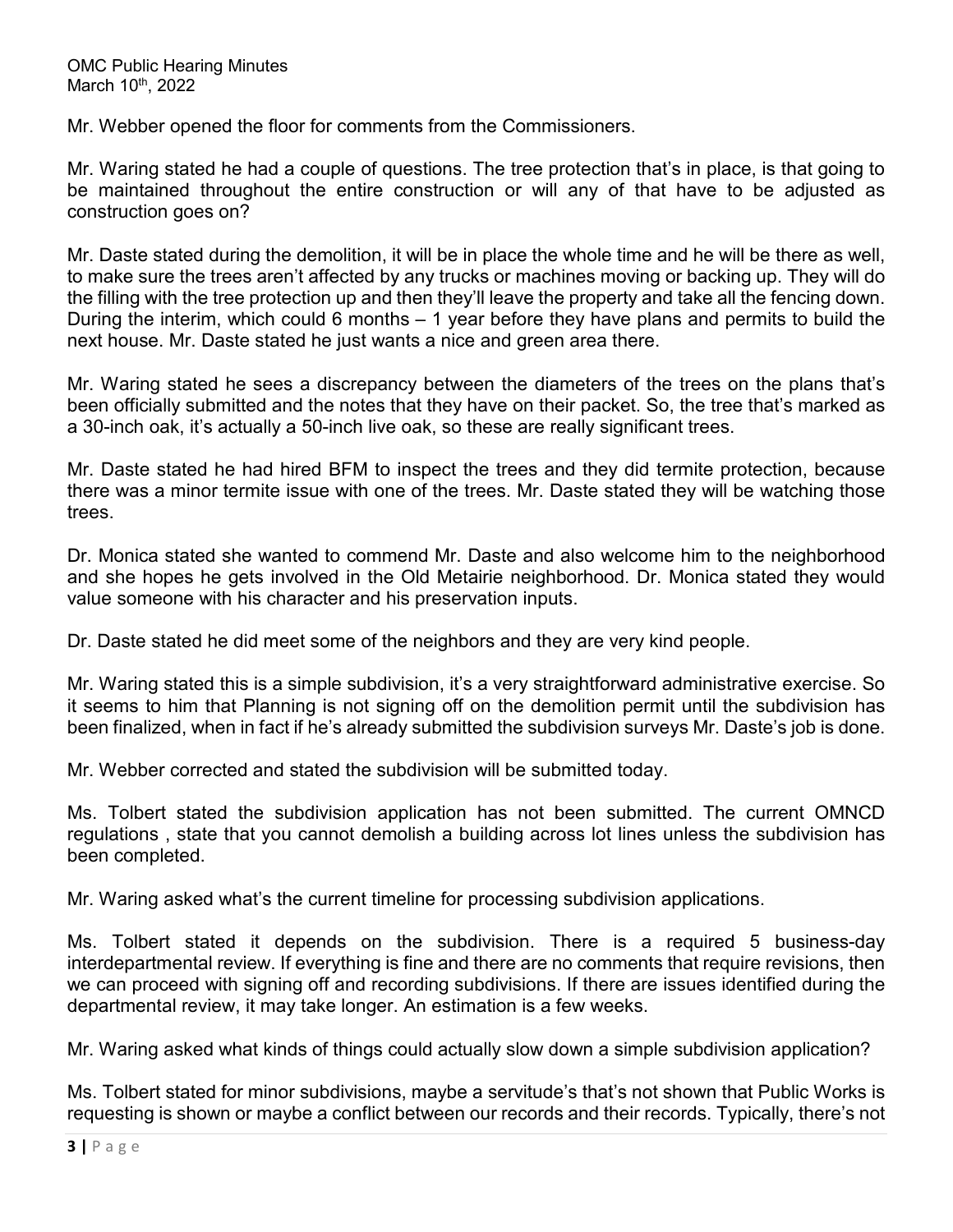Mr. Webber opened the floor for comments from the Commissioners.

Mr. Waring stated he had a couple of questions. The tree protection that's in place, is that going to be maintained throughout the entire construction or will any of that have to be adjusted as construction goes on?

Mr. Daste stated during the demolition, it will be in place the whole time and he will be there as well, to make sure the trees aren't affected by any trucks or machines moving or backing up. They will do the filling with the tree protection up and then they'll leave the property and take all the fencing down. During the interim, which could 6 months – 1 year before they have plans and permits to build the next house. Mr. Daste stated he just wants a nice and green area there.

Mr. Waring stated he sees a discrepancy between the diameters of the trees on the plans that's been officially submitted and the notes that they have on their packet. So, the tree that's marked as a 30-inch oak, it's actually a 50-inch live oak, so these are really significant trees.

Mr. Daste stated he had hired BFM to inspect the trees and they did termite protection, because there was a minor termite issue with one of the trees. Mr. Daste stated they will be watching those trees.

Dr. Monica stated she wanted to commend Mr. Daste and also welcome him to the neighborhood and she hopes he gets involved in the Old Metairie neighborhood. Dr. Monica stated they would value someone with his character and his preservation inputs.

Dr. Daste stated he did meet some of the neighbors and they are very kind people.

Mr. Waring stated this is a simple subdivision, it's a very straightforward administrative exercise. So it seems to him that Planning is not signing off on the demolition permit until the subdivision has been finalized, when in fact if he's already submitted the subdivision surveys Mr. Daste's job is done.

Mr. Webber corrected and stated the subdivision will be submitted today.

Ms. Tolbert stated the subdivision application has not been submitted. The current OMNCD regulations , state that you cannot demolish a building across lot lines unless the subdivision has been completed.

Mr. Waring asked what's the current timeline for processing subdivision applications.

Ms. Tolbert stated it depends on the subdivision. There is a required 5 business-day interdepartmental review. If everything is fine and there are no comments that require revisions, then we can proceed with signing off and recording subdivisions. If there are issues identified during the departmental review, it may take longer. An estimation is a few weeks.

Mr. Waring asked what kinds of things could actually slow down a simple subdivision application?

Ms. Tolbert stated for minor subdivisions, maybe a servitude's that's not shown that Public Works is requesting is shown or maybe a conflict between our records and their records. Typically, there's not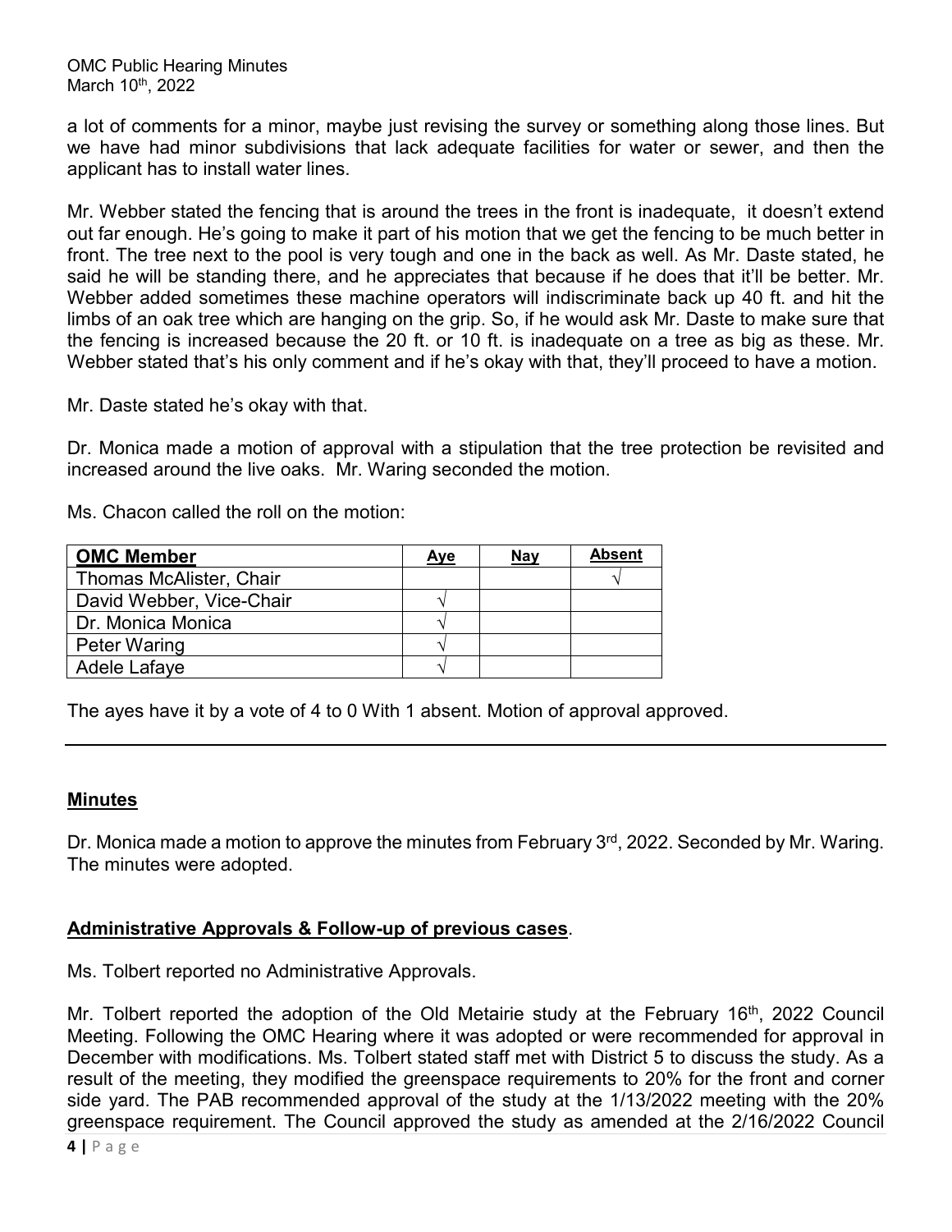a lot of comments for a minor, maybe just revising the survey or something along those lines. But we have had minor subdivisions that lack adequate facilities for water or sewer, and then the applicant has to install water lines.

Mr. Webber stated the fencing that is around the trees in the front is inadequate, it doesn't extend out far enough. He's going to make it part of his motion that we get the fencing to be much better in front. The tree next to the pool is very tough and one in the back as well. As Mr. Daste stated, he said he will be standing there, and he appreciates that because if he does that it'll be better. Mr. Webber added sometimes these machine operators will indiscriminate back up 40 ft. and hit the limbs of an oak tree which are hanging on the grip. So, if he would ask Mr. Daste to make sure that the fencing is increased because the 20 ft. or 10 ft. is inadequate on a tree as big as these. Mr. Webber stated that's his only comment and if he's okay with that, they'll proceed to have a motion.

Mr. Daste stated he's okay with that.

Dr. Monica made a motion of approval with a stipulation that the tree protection be revisited and increased around the live oaks. Mr. Waring seconded the motion.

Ms. Chacon called the roll on the motion:

| OMC Member | Aye | Nay | Absent |
|---|---|---|---|
| Thomas McAlister, Chair | | | √ |
| David Webber, Vice-Chair | √ | | |
| Dr. Monica Monica | √ | | |
| Peter Waring | √ | | |
| Adele Lafaye | √ | | |

The ayes have it by a vote of 4 to 0 With 1 absent. Motion of approval approved.

---

## Minutes

Dr. Monica made a motion to approve the minutes from February 3rd, 2022. Seconded by Mr. Waring. The minutes were adopted.

## Administrative Approvals & Follow-up of previous cases.

Ms. Tolbert reported no Administrative Approvals.

Mr. Tolbert reported the adoption of the Old Metairie study at the February 16th, 2022 Council Meeting. Following the OMC Hearing where it was adopted or were recommended for approval in December with modifications. Ms. Tolbert stated staff met with District 5 to discuss the study. As a result of the meeting, they modified the greenspace requirements to 20% for the front and corner side yard. The PAB recommended approval of the study at the 1/13/2022 meeting with the 20% greenspace requirement. The Council approved the study as amended at the 2/16/2022 Council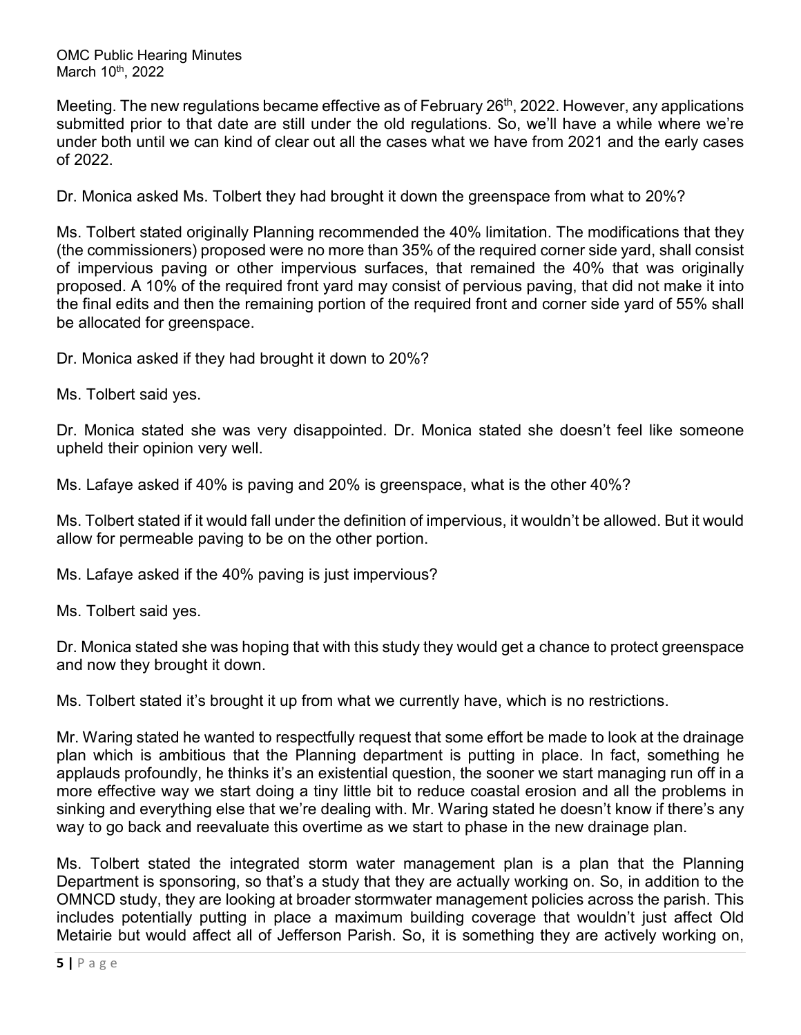Meeting. The new regulations became effective as of February 26th, 2022. However, any applications submitted prior to that date are still under the old regulations. So, we'll have a while where we're under both until we can kind of clear out all the cases what we have from 2021 and the early cases of 2022.

Dr. Monica asked Ms. Tolbert they had brought it down the greenspace from what to 20%?

Ms. Tolbert stated originally Planning recommended the 40% limitation. The modifications that they (the commissioners) proposed were no more than 35% of the required corner side yard, shall consist of impervious paving or other impervious surfaces, that remained the 40% that was originally proposed. A 10% of the required front yard may consist of pervious paving, that did not make it into the final edits and then the remaining portion of the required front and corner side yard of 55% shall be allocated for greenspace.

Dr. Monica asked if they had brought it down to 20%?

Ms. Tolbert said yes.

Dr. Monica stated she was very disappointed. Dr. Monica stated she doesn't feel like someone upheld their opinion very well.

Ms. Lafaye asked if 40% is paving and 20% is greenspace, what is the other 40%?

Ms. Tolbert stated if it would fall under the definition of impervious, it wouldn't be allowed. But it would allow for permeable paving to be on the other portion.

Ms. Lafaye asked if the 40% paving is just impervious?

Ms. Tolbert said yes.

Dr. Monica stated she was hoping that with this study they would get a chance to protect greenspace and now they brought it down.

Ms. Tolbert stated it's brought it up from what we currently have, which is no restrictions.

Mr. Waring stated he wanted to respectfully request that some effort be made to look at the drainage plan which is ambitious that the Planning department is putting in place. In fact, something he applauds profoundly, he thinks it's an existential question, the sooner we start managing run off in a more effective way we start doing a tiny little bit to reduce coastal erosion and all the problems in sinking and everything else that we're dealing with. Mr. Waring stated he doesn't know if there's any way to go back and reevaluate this overtime as we start to phase in the new drainage plan.

Ms. Tolbert stated the integrated storm water management plan is a plan that the Planning Department is sponsoring, so that's a study that they are actually working on. So, in addition to the OMNCD study, they are looking at broader stormwater management policies across the parish. This includes potentially putting in place a maximum building coverage that wouldn't just affect Old Metairie but would affect all of Jefferson Parish. So, it is something they are actively working on,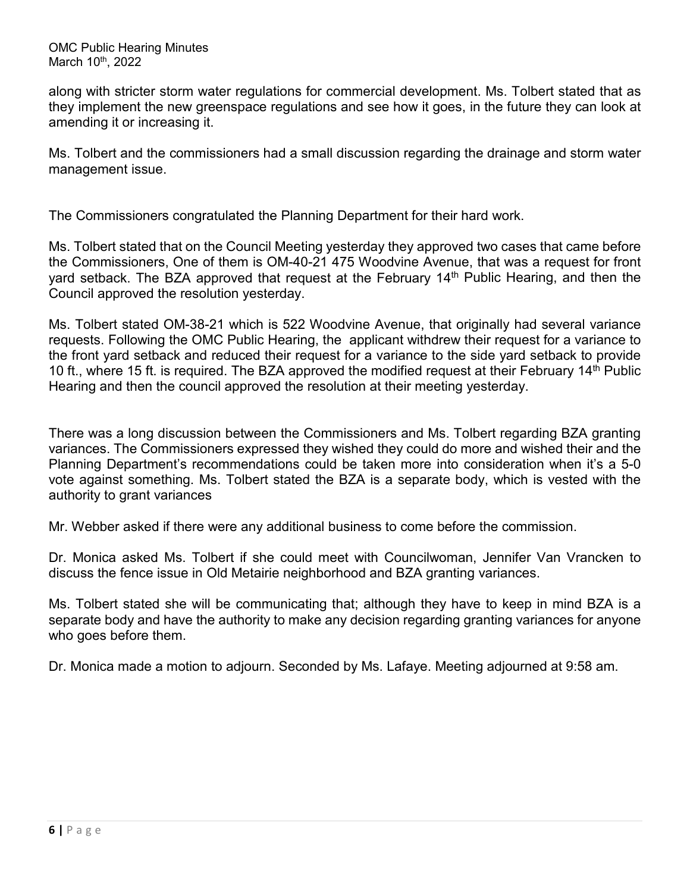along with stricter storm water regulations for commercial development. Ms. Tolbert stated that as they implement the new greenspace regulations and see how it goes, in the future they can look at amending it or increasing it.

Ms. Tolbert and the commissioners had a small discussion regarding the drainage and storm water management issue.

The Commissioners congratulated the Planning Department for their hard work.

Ms. Tolbert stated that on the Council Meeting yesterday they approved two cases that came before the Commissioners, One of them is OM-40-21 475 Woodvine Avenue, that was a request for front yard setback. The BZA approved that request at the February 14th Public Hearing, and then the Council approved the resolution yesterday.

Ms. Tolbert stated OM-38-21 which is 522 Woodvine Avenue, that originally had several variance requests. Following the OMC Public Hearing, the applicant withdrew their request for a variance to the front yard setback and reduced their request for a variance to the side yard setback to provide 10 ft., where 15 ft. is required. The BZA approved the modified request at their February 14th Public Hearing and then the council approved the resolution at their meeting yesterday.

There was a long discussion between the Commissioners and Ms. Tolbert regarding BZA granting variances. The Commissioners expressed they wished they could do more and wished their and the Planning Department's recommendations could be taken more into consideration when it's a 5-0 vote against something. Ms. Tolbert stated the BZA is a separate body, which is vested with the authority to grant variances

Mr. Webber asked if there were any additional business to come before the commission.

Dr. Monica asked Ms. Tolbert if she could meet with Councilwoman, Jennifer Van Vrancken to discuss the fence issue in Old Metairie neighborhood and BZA granting variances.

Ms. Tolbert stated she will be communicating that; although they have to keep in mind BZA is a separate body and have the authority to make any decision regarding granting variances for anyone who goes before them.

Dr. Monica made a motion to adjourn. Seconded by Ms. Lafaye. Meeting adjourned at 9:58 am.